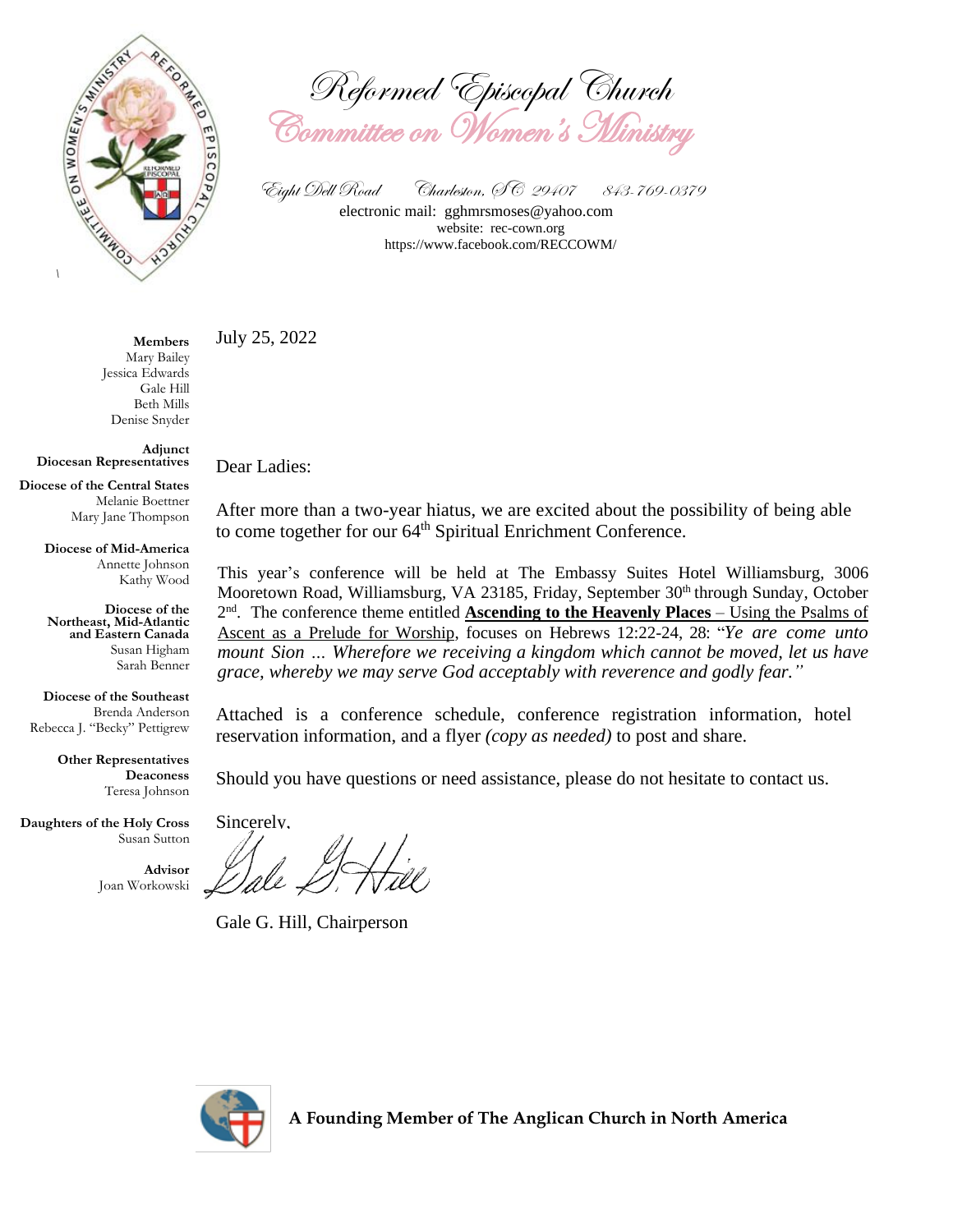# Reformed Episcopal Church

## Committee on Women's Ministry

Eight Dell Road   Charleston, SC 29407   843-769-0379

electronic mail: gghmrsmoses@yahoo.com

website: rec-cown.org

https://www.facebook.com/RECCOWM/

**Members**
Mary Bailey
Jessica Edwards
Gale Hill
Beth Mills
Denise Snyder

**Adjunct Diocesan Representatives**

**Diocese of the Central States**
Melanie Boettner
Mary Jane Thompson

**Diocese of Mid-America**
Annette Johnson
Kathy Wood

**Diocese of the Northeast, Mid-Atlantic and Eastern Canada**
Susan Higham
Sarah Benner

**Diocese of the Southeast**
Brenda Anderson
Rebecca J. "Becky" Pettigrew

**Other Representatives**

**Deaconess**
Teresa Johnson

**Daughters of the Holy Cross**
Susan Sutton

**Advisor**
Joan Workowski

July 25, 2022

Dear Ladies:

After more than a two-year hiatus, we are excited about the possibility of being able to come together for our 64th Spiritual Enrichment Conference.

This year's conference will be held at The Embassy Suites Hotel Williamsburg, 3006 Mooretown Road, Williamsburg, VA 23185, Friday, September 30th through Sunday, October 2nd. The conference theme entitled **Ascending to the Heavenly Places** – Using the Psalms of Ascent as a Prelude for Worship, focuses on Hebrews 12:22-24, 28: "*Ye are come unto mount Sion … Wherefore we receiving a kingdom which cannot be moved, let us have grace, whereby we may serve God acceptably with reverence and godly fear.*"

Attached is a conference schedule, conference registration information, hotel reservation information, and a flyer *(copy as needed)* to post and share.

Should you have questions or need assistance, please do not hesitate to contact us.

Sincerely,

*Gale G. Hill*

Gale G. Hill, Chairperson

**A Founding Member of The Anglican Church in North America**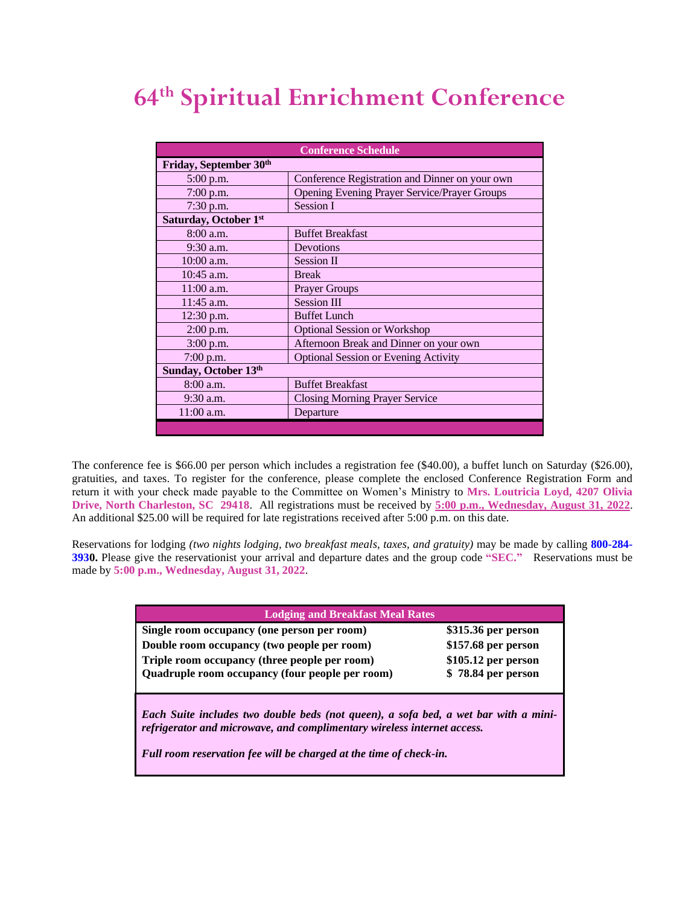# 64th Spiritual Enrichment Conference

| Conference Schedule | |
|---|---|
| **Friday, September 30th** | |
| 5:00 p.m. | Conference Registration and Dinner on your own |
| 7:00 p.m. | Opening Evening Prayer Service/Prayer Groups |
| 7:30 p.m. | Session I |
| **Saturday, October 1st** | |
| 8:00 a.m. | Buffet Breakfast |
| 9:30 a.m. | Devotions |
| 10:00 a.m. | Session II |
| 10:45 a.m. | Break |
| 11:00 a.m. | Prayer Groups |
| 11:45 a.m. | Session III |
| 12:30 p.m. | Buffet Lunch |
| 2:00 p.m. | Optional Session or Workshop |
| 3:00 p.m. | Afternoon Break and Dinner on your own |
| 7:00 p.m. | Optional Session or Evening Activity |
| **Sunday, October 13th** | |
| 8:00 a.m. | Buffet Breakfast |
| 9:30 a.m. | Closing Morning Prayer Service |
| 11:00 a.m. | Departure |

The conference fee is $66.00 per person which includes a registration fee ($40.00), a buffet lunch on Saturday ($26.00), gratuities, and taxes. To register for the conference, please complete the enclosed Conference Registration Form and return it with your check made payable to the Committee on Women's Ministry to **Mrs. Loutricia Loyd, 4207 Olivia Drive, North Charleston, SC 29418**. All registrations must be received by **5:00 p.m., Wednesday, August 31, 2022**. An additional $25.00 will be required for late registrations received after 5:00 p.m. on this date.

Reservations for lodging *(two nights lodging, two breakfast meals, taxes, and gratuity)* may be made by calling **800-284-3930.** Please give the reservationist your arrival and departure dates and the group code **"SEC."** Reservations must be made by **5:00 p.m., Wednesday, August 31, 2022**.

| Lodging and Breakfast Meal Rates | |
|---|---|
| **Single room occupancy (one person per room)** | **$315.36 per person** |
| **Double room occupancy (two people per room)** | **$157.68 per person** |
| **Triple room occupancy (three people per room)** | **$105.12 per person** |
| **Quadruple room occupancy (four people per room)** | **$ 78.84 per person** |

***Each Suite includes two double beds (not queen), a sofa bed, a wet bar with a mini-refrigerator and microwave, and complimentary wireless internet access.***

***Full room reservation fee will be charged at the time of check-in.***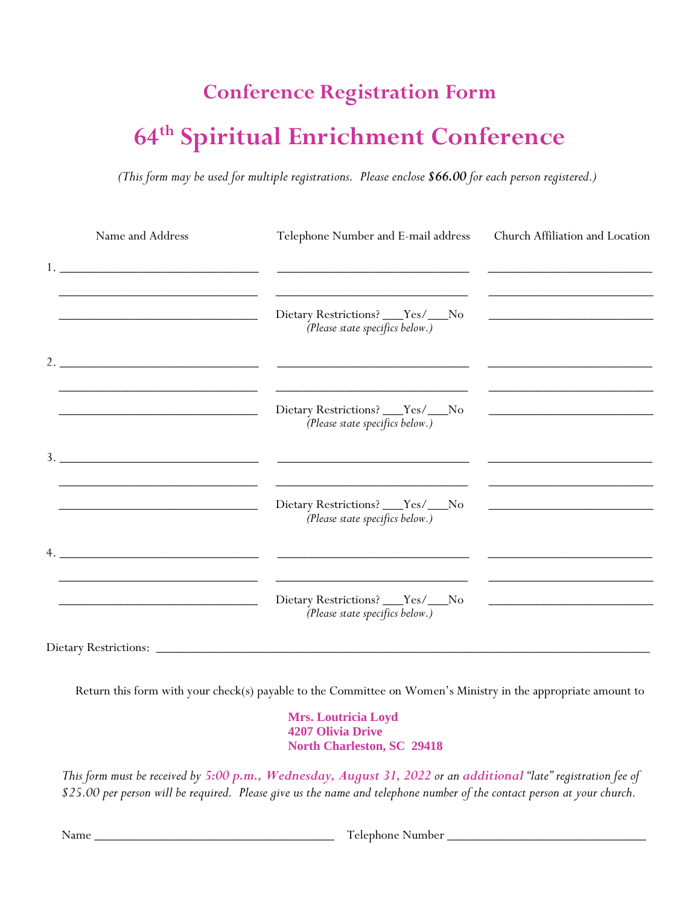# Conference Registration Form

# 64th Spiritual Enrichment Conference

*(This form may be used for multiple registrations. Please enclose **$66.00** for each person registered.)*

| Name and Address | Telephone Number and E-mail address | Church Affiliation and Location |
|---|---|---|
| 1. ______________________________ | ______________________________ | ________________________ |
| ______________________________ | ______________________________ | ________________________ |
| ______________________________ | Dietary Restrictions? ___Yes/___No *(Please state specifics below.)* | ________________________ |
| 2. ______________________________ | ______________________________ | ________________________ |
| ______________________________ | ______________________________ | ________________________ |
| ______________________________ | Dietary Restrictions? ___Yes/___No *(Please state specifics below.)* | ________________________ |
| 3. ______________________________ | ______________________________ | ________________________ |
| ______________________________ | ______________________________ | ________________________ |
| ______________________________ | Dietary Restrictions? ___Yes/___No *(Please state specifics below.)* | ________________________ |
| 4. ______________________________ | ______________________________ | ________________________ |
| ______________________________ | ______________________________ | ________________________ |
| ______________________________ | Dietary Restrictions? ___Yes/___No *(Please state specifics below.)* | ________________________ |

Dietary Restrictions: ______________________________________________________________________________

Return this form with your check(s) payable to the Committee on Women's Ministry in the appropriate amount to

**Mrs. Loutricia Loyd**
**4207 Olivia Drive**
**North Charleston, SC 29418**

*This form must be received by **5:00 p.m., Wednesday, August 31, 2022** or an **additional** "late" registration fee of $25.00 per person will be required. Please give us the name and telephone number of the contact person at your church.*

Name ____________________________________ Telephone Number ______________________________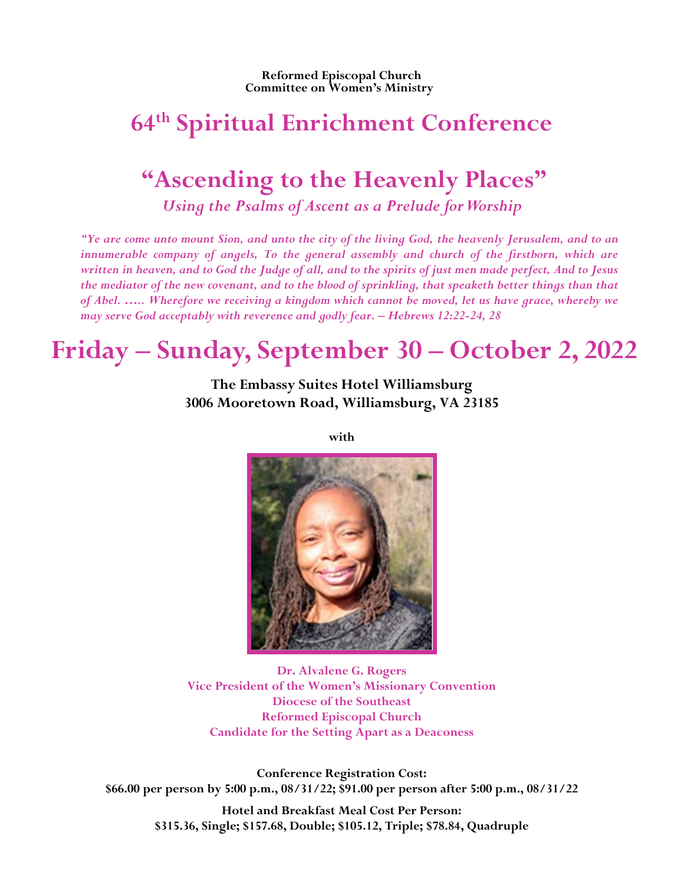**Reformed Episcopal Church**
**Committee on Women's Ministry**

# 64th Spiritual Enrichment Conference

## "Ascending to the Heavenly Places"

### *Using the Psalms of Ascent as a Prelude for Worship*

*"Ye are come unto mount Sion, and unto the city of the living God, the heavenly Jerusalem, and to an innumerable company of angels, To the general assembly and church of the firstborn, which are written in heaven, and to God the Judge of all, and to the spirits of just men made perfect, And to Jesus the mediator of the new covenant, and to the blood of sprinkling, that speaketh better things than that of Abel. ….. Wherefore we receiving a kingdom which cannot be moved, let us have grace, whereby we may serve God acceptably with reverence and godly fear. – Hebrews 12:22-24, 28*

# Friday – Sunday, September 30 – October 2, 2022

**The Embassy Suites Hotel Williamsburg**
**3006 Mooretown Road, Williamsburg, VA 23185**

**with**

**Dr. Alvalene G. Rogers**
**Vice President of the Women's Missionary Convention**
**Diocese of the Southeast**
**Reformed Episcopal Church**
**Candidate for the Setting Apart as a Deaconess**

**Conference Registration Cost:**
**$66.00 per person by 5:00 p.m., 08/31/22; $91.00 per person after 5:00 p.m., 08/31/22**

**Hotel and Breakfast Meal Cost Per Person:**
**$315.36, Single; $157.68, Double; $105.12, Triple; $78.84, Quadruple**